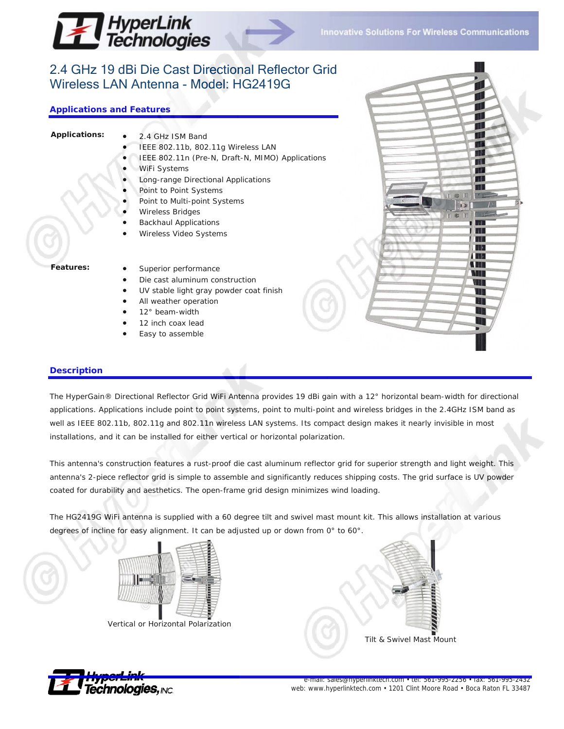# 2.4 GHz 19 dBi Die Cast Directional Reflector Grid Wireless LAN Antenna - Model: HG2419G

## Applications and Features

**Applications:**

- 2.4 GHz ISM Band
- IEEE 802.11b, 802.11g Wireless LAN
- IEEE 802.11n (Pre-N, Draft-N, MIMO) Applications
- WiFi Systems
- Long-range Directional Applications
- Point to Point Systems
- Point to Multi-point Systems
- Wireless Bridges
- Backhaul Applications
- Wireless Video Systems

**Features:**

- Superior performance
- Die cast aluminum construction
- UV stable light gray powder coat finish
- All weather operation
- 12° beam-width
- 12 inch coax lead
- Easy to assemble

## Description

The HyperGain® Directional Reflector Grid WiFi Antenna provides 19 dBi gain with a 12° horizontal beam-width for directional applications. Applications include point to point systems, point to multi-point and wireless bridges in the 2.4GHz ISM band as well as IEEE 802.11b, 802.11g and 802.11n wireless LAN systems. Its compact design makes it nearly invisible in most installations, and it can be installed for either vertical or horizontal polarization.

This antenna's construction features a rust-proof die cast aluminum reflector grid for superior strength and light weight. This antenna's 2-piece reflector grid is simple to assemble and significantly reduces shipping costs. The grid surface is UV powder coated for durability and aesthetics. The open-frame grid design minimizes wind loading.

The HG2419G WiFi antenna is supplied with a 60 degree tilt and swivel mast mount kit. This allows installation at various degrees of incline for easy alignment. It can be adjusted up or down from 0° to 60°.

Vertical or Horizontal Polarization

Tilt & Swivel Mast Mount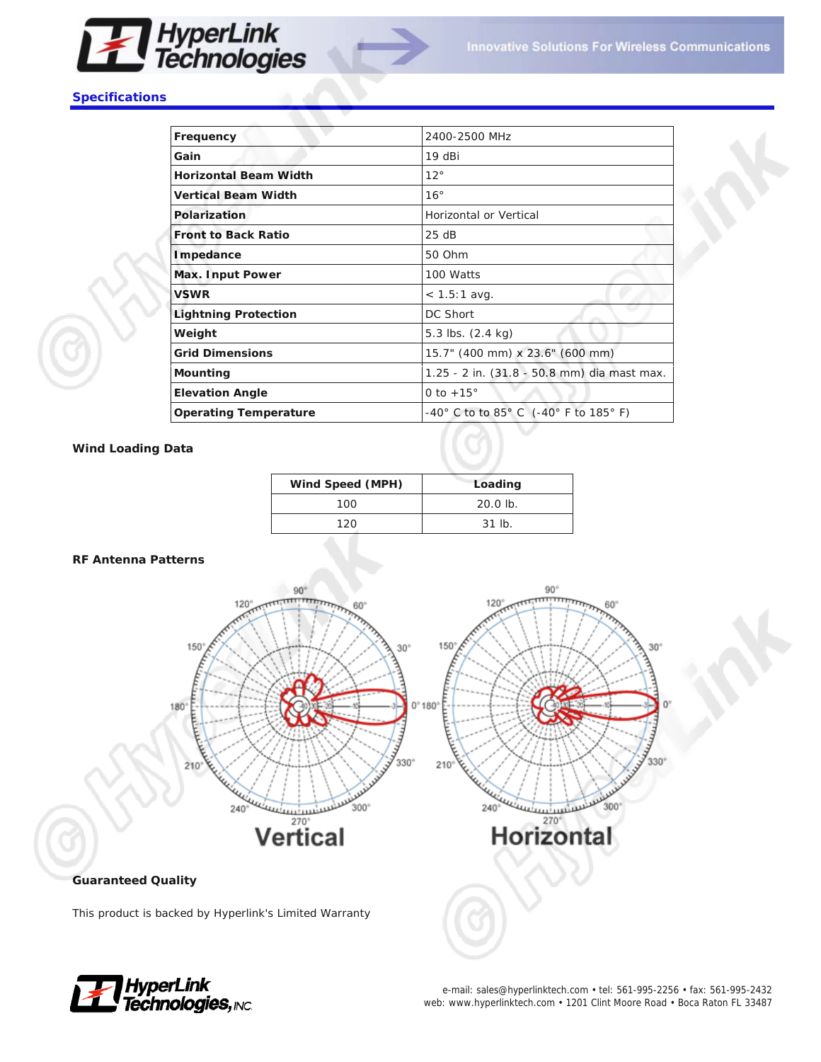## Specifications

| | |
|---|---|
| **Frequency** | 2400-2500 MHz |
| **Gain** | 19 dBi |
| **Horizontal Beam Width** | 12° |
| **Vertical Beam Width** | 16° |
| **Polarization** | Horizontal or Vertical |
| **Front to Back Ratio** | 25 dB |
| **Impedance** | 50 Ohm |
| **Max. Input Power** | 100 Watts |
| **VSWR** | < 1.5:1 avg. |
| **Lightning Protection** | DC Short |
| **Weight** | 5.3 lbs. (2.4 kg) |
| **Grid Dimensions** | 15.7" (400 mm) x 23.6" (600 mm) |
| **Mounting** | 1.25 - 2 in. (31.8 - 50.8 mm) dia mast max. |
| **Elevation Angle** | 0 to +15° |
| **Operating Temperature** | -40° C to to 85° C (-40° F to 185° F) |

**Wind Loading Data**

| Wind Speed (MPH) | Loading |
|---|---|
| 100 | 20.0 lb. |
| 120 | 31 lb. |

**RF Antenna Patterns**

90° 60° 30° 0° 330° 300° 270° 240° 210° 180° 150° 120°

Vertical

90° 60° 30° 0° 330° 300° 270° 240° 210° 180° 150° 120°

Horizontal

**Guaranteed Quality**

This product is backed by Hyperlink's Limited Warranty

e-mail: sales@hyperlinktech.com • tel: 561-995-2256 • fax: 561-995-2432
web: www.hyperlinktech.com • 1201 Clint Moore Road • Boca Raton FL 33487